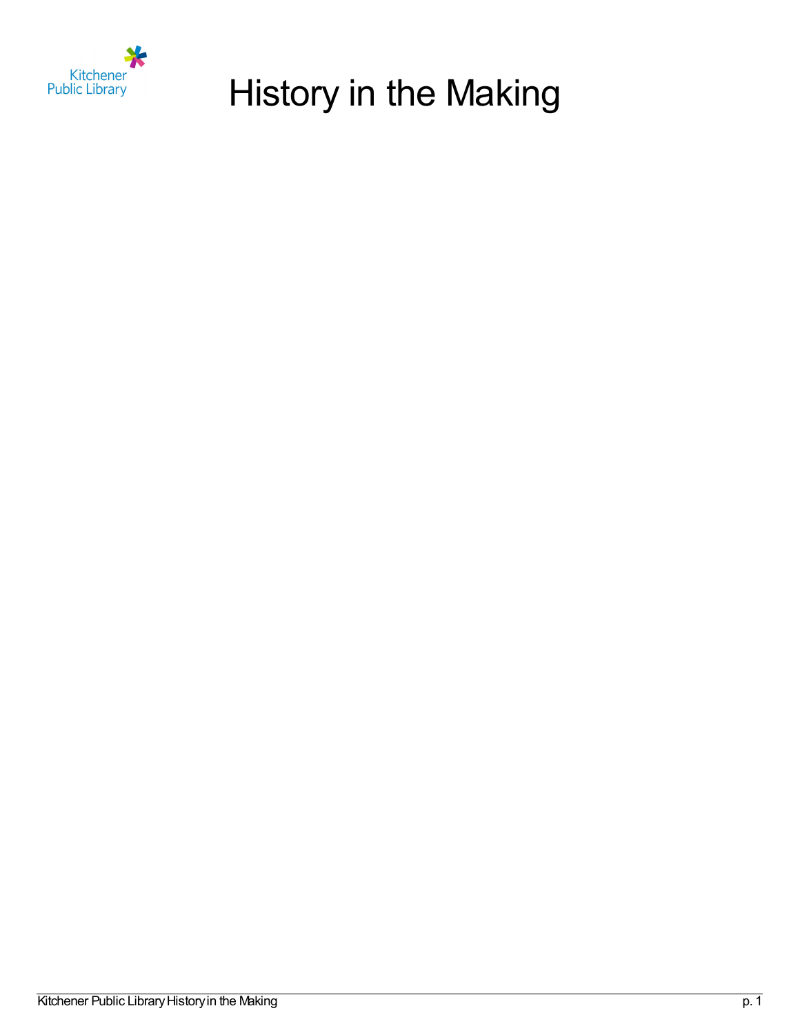Kitchener Public Library

# History in the Making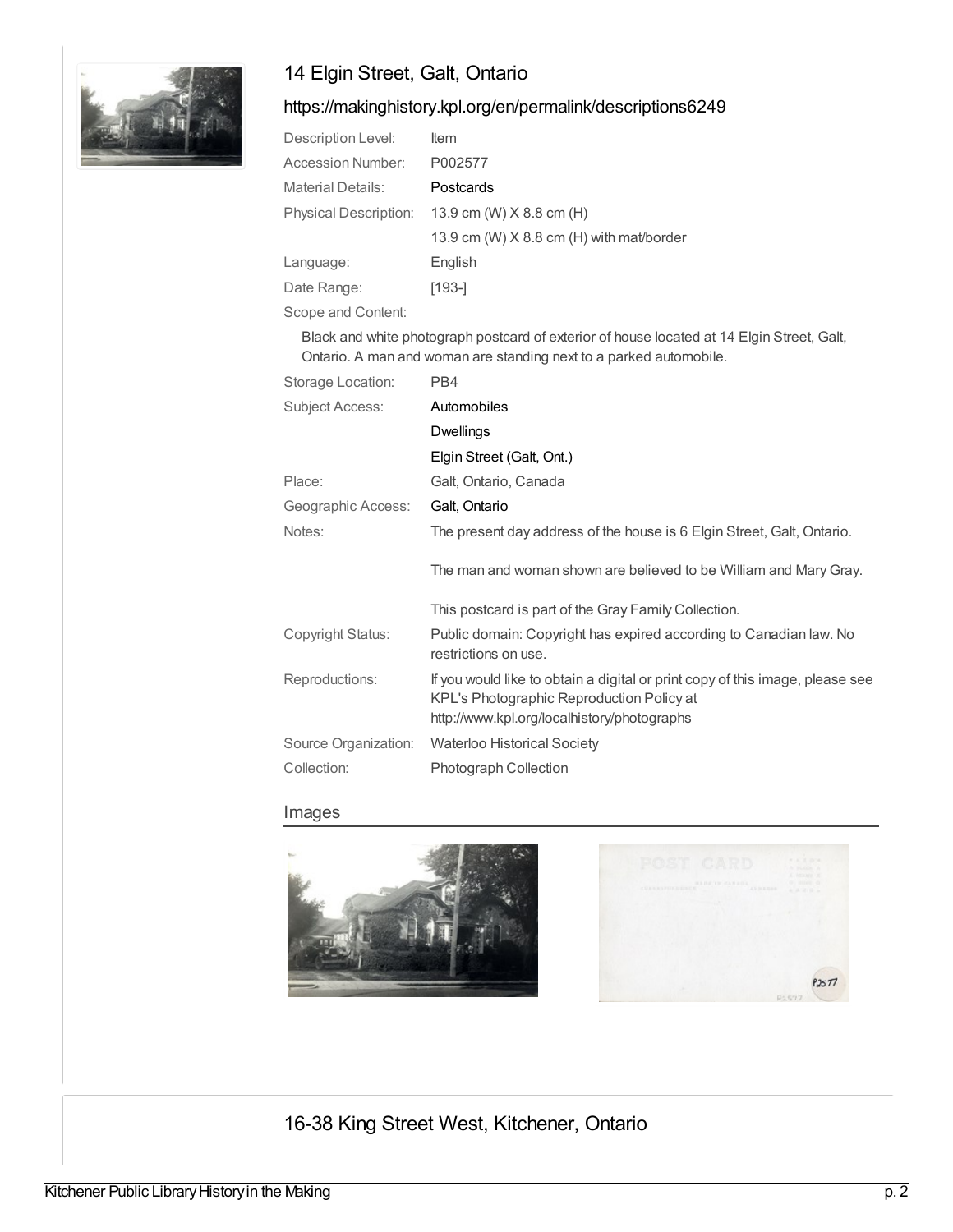## 14 Elgin Street, Galt, Ontario

https://makinghistory.kpl.org/en/permalink/descriptions6249

| | |
|---|---|
| Description Level: | Item |
| Accession Number: | P002577 |
| Material Details: | Postcards |
| Physical Description: | 13.9 cm (W) X 8.8 cm (H)<br>13.9 cm (W) X 8.8 cm (H) with mat/border |
| Language: | English |
| Date Range: | [193-] |

Scope and Content:

Black and white photograph postcard of exterior of house located at 14 Elgin Street, Galt, Ontario. A man and woman are standing next to a parked automobile.

| | |
|---|---|
| Storage Location: | PB4 |
| Subject Access: | Automobiles<br>Dwellings<br>Elgin Street (Galt, Ont.) |
| Place: | Galt, Ontario, Canada |
| Geographic Access: | Galt, Ontario |
| Notes: | The present day address of the house is 6 Elgin Street, Galt, Ontario.<br><br>The man and woman shown are believed to be William and Mary Gray.<br><br>This postcard is part of the Gray Family Collection. |
| Copyright Status: | Public domain: Copyright has expired according to Canadian law. No restrictions on use. |
| Reproductions: | If you would like to obtain a digital or print copy of this image, please see KPL's Photographic Reproduction Policy at http://www.kpl.org/localhistory/photographs |
| Source Organization: | Waterloo Historical Society |
| Collection: | Photograph Collection |

### Images

## 16-38 King Street West, Kitchener, Ontario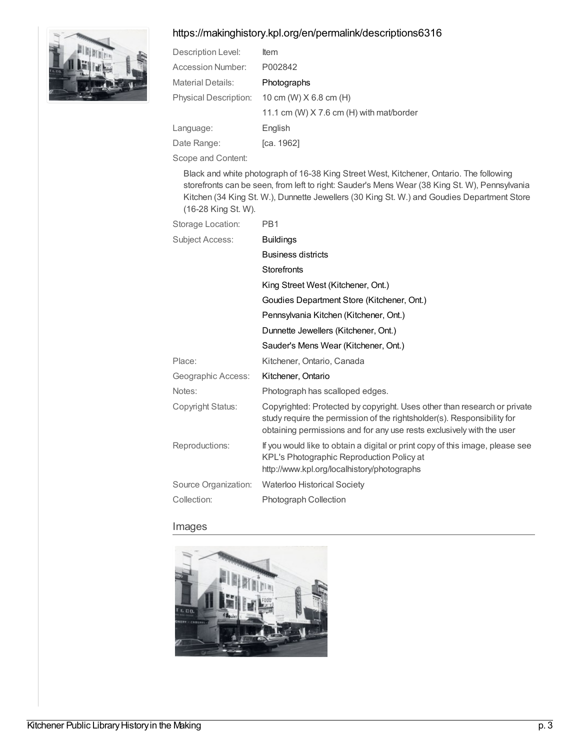https://makinghistory.kpl.org/en/permalink/descriptions6316

| | |
|---|---|
| Description Level: | Item |
| Accession Number: | P002842 |
| Material Details: | Photographs |
| Physical Description: | 10 cm (W) X 6.8 cm (H) |
| | 11.1 cm (W) X 7.6 cm (H) with mat/border |
| Language: | English |
| Date Range: | [ca. 1962] |

Scope and Content:

Black and white photograph of 16-38 King Street West, Kitchener, Ontario. The following storefronts can be seen, from left to right: Sauder's Mens Wear (38 King St. W), Pennsylvania Kitchen (34 King St. W.), Dunnette Jewellers (30 King St. W.) and Goudies Department Store (16-28 King St. W).

| | |
|---|---|
| Storage Location: | PB1 |
| Subject Access: | Buildings |
| | Business districts |
| | Storefronts |
| | King Street West (Kitchener, Ont.) |
| | Goudies Department Store (Kitchener, Ont.) |
| | Pennsylvania Kitchen (Kitchener, Ont.) |
| | Dunnette Jewellers (Kitchener, Ont.) |
| | Sauder's Mens Wear (Kitchener, Ont.) |
| Place: | Kitchener, Ontario, Canada |
| Geographic Access: | Kitchener, Ontario |
| Notes: | Photograph has scalloped edges. |
| Copyright Status: | Copyrighted: Protected by copyright. Uses other than research or private study require the permission of the rightsholder(s). Responsibility for obtaining permissions and for any use rests exclusively with the user |
| Reproductions: | If you would like to obtain a digital or print copy of this image, please see KPL's Photographic Reproduction Policy at http://www.kpl.org/localhistory/photographs |
| Source Organization: | Waterloo Historical Society |
| Collection: | Photograph Collection |

## Images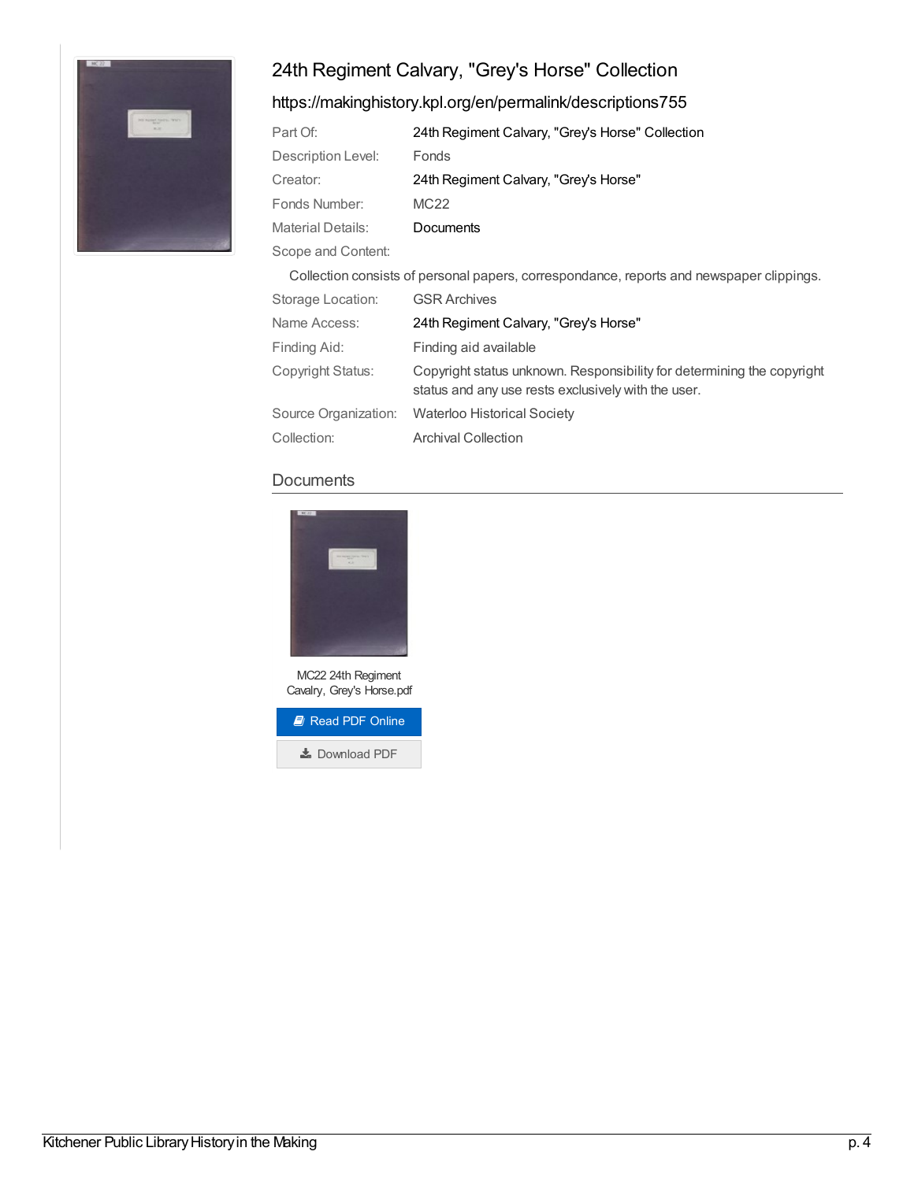# 24th Regiment Calvary, "Grey's Horse" Collection

https://makinghistory.kpl.org/en/permalink/descriptions755

| | |
|---|---|
| Part Of: | 24th Regiment Calvary, "Grey's Horse" Collection |
| Description Level: | Fonds |
| Creator: | 24th Regiment Calvary, "Grey's Horse" |
| Fonds Number: | MC22 |
| Material Details: | Documents |

Scope and Content:

Collection consists of personal papers, correspondance, reports and newspaper clippings.

| | |
|---|---|
| Storage Location: | GSR Archives |
| Name Access: | 24th Regiment Calvary, "Grey's Horse" |
| Finding Aid: | Finding aid available |
| Copyright Status: | Copyright status unknown. Responsibility for determining the copyright status and any use rests exclusively with the user. |
| Source Organization: | Waterloo Historical Society |
| Collection: | Archival Collection |

## Documents

MC22 24th Regiment Cavalry, Grey's Horse.pdf

Read PDF Online

Download PDF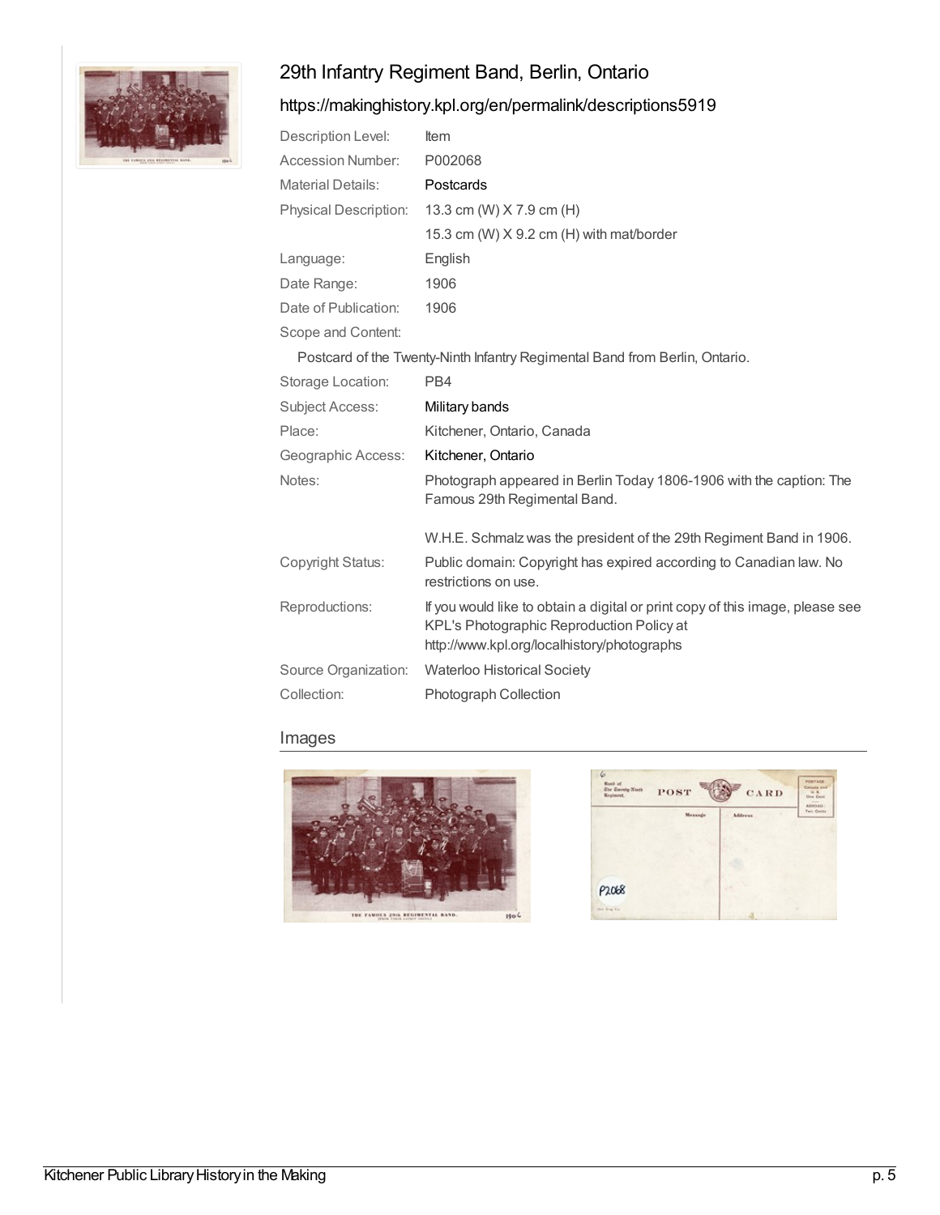# 29th Infantry Regiment Band, Berlin, Ontario

https://makinghistory.kpl.org/en/permalink/descriptions5919

| | |
|---|---|
| Description Level: | Item |
| Accession Number: | P002068 |
| Material Details: | Postcards |
| Physical Description: | 13.3 cm (W) X 7.9 cm (H)<br>15.3 cm (W) X 9.2 cm (H) with mat/border |
| Language: | English |
| Date Range: | 1906 |
| Date of Publication: | 1906 |
| Scope and Content: | |

Postcard of the Twenty-Ninth Infantry Regimental Band from Berlin, Ontario.

| | |
|---|---|
| Storage Location: | PB4 |
| Subject Access: | Military bands |
| Place: | Kitchener, Ontario, Canada |
| Geographic Access: | Kitchener, Ontario |
| Notes: | Photograph appeared in Berlin Today 1806-1906 with the caption: The Famous 29th Regimental Band.<br><br>W.H.E. Schmalz was the president of the 29th Regiment Band in 1906. |
| Copyright Status: | Public domain: Copyright has expired according to Canadian law. No restrictions on use. |
| Reproductions: | If you would like to obtain a digital or print copy of this image, please see KPL's Photographic Reproduction Policy at http://www.kpl.org/localhistory/photographs |
| Source Organization: | Waterloo Historical Society |
| Collection: | Photograph Collection |

## Images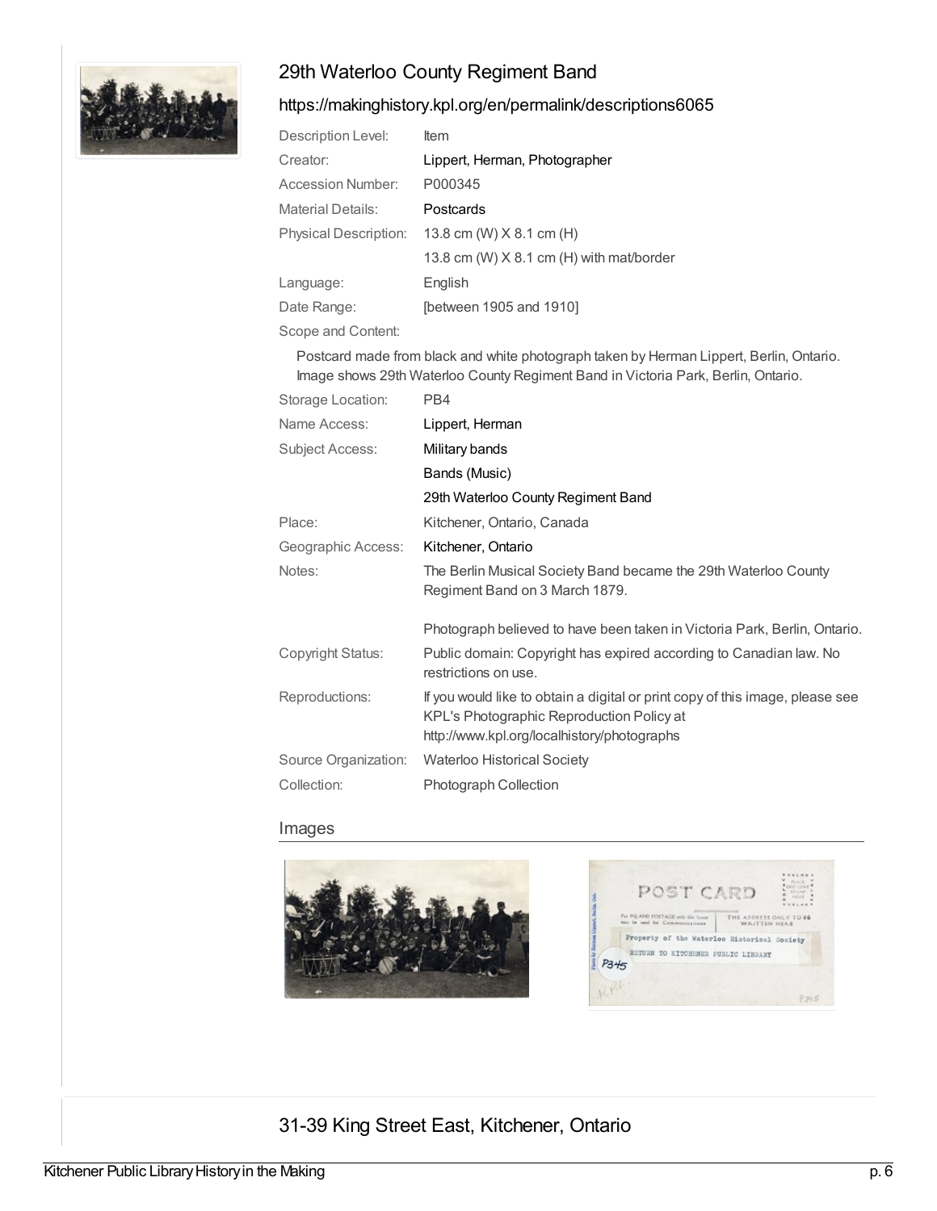## 29th Waterloo County Regiment Band

https://makinghistory.kpl.org/en/permalink/descriptions6065

| | |
|---|---|
| Description Level: | Item |
| Creator: | Lippert, Herman, Photographer |
| Accession Number: | P000345 |
| Material Details: | Postcards |
| Physical Description: | 13.8 cm (W) X 8.1 cm (H)<br>13.8 cm (W) X 8.1 cm (H) with mat/border |
| Language: | English |
| Date Range: | [between 1905 and 1910] |

Scope and Content:

Postcard made from black and white photograph taken by Herman Lippert, Berlin, Ontario. Image shows 29th Waterloo County Regiment Band in Victoria Park, Berlin, Ontario.

| | |
|---|---|
| Storage Location: | PB4 |
| Name Access: | Lippert, Herman |
| Subject Access: | Military bands<br>Bands (Music)<br>29th Waterloo County Regiment Band |
| Place: | Kitchener, Ontario, Canada |
| Geographic Access: | Kitchener, Ontario |
| Notes: | The Berlin Musical Society Band became the 29th Waterloo County Regiment Band on 3 March 1879.<br><br>Photograph believed to have been taken in Victoria Park, Berlin, Ontario. |
| Copyright Status: | Public domain: Copyright has expired according to Canadian law. No restrictions on use. |
| Reproductions: | If you would like to obtain a digital or print copy of this image, please see KPL's Photographic Reproduction Policy at http://www.kpl.org/localhistory/photographs |
| Source Organization: | Waterloo Historical Society |
| Collection: | Photograph Collection |

### Images

## 31-39 King Street East, Kitchener, Ontario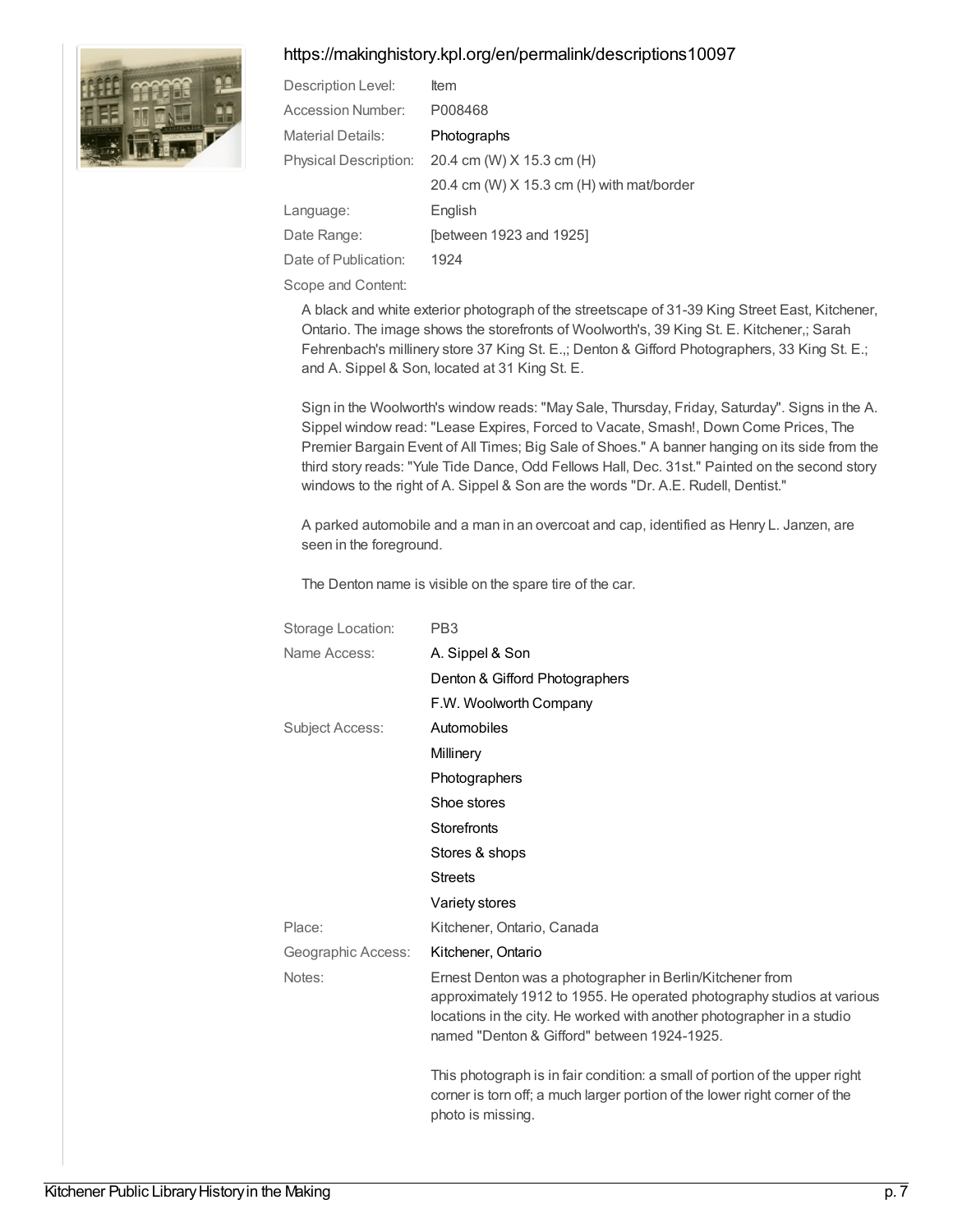https://makinghistory.kpl.org/en/permalink/descriptions10097

| | |
|---|---|
| Description Level: | Item |
| Accession Number: | P008468 |
| Material Details: | Photographs |
| Physical Description: | 20.4 cm (W) X 15.3 cm (H) |
| | 20.4 cm (W) X 15.3 cm (H) with mat/border |
| Language: | English |
| Date Range: | [between 1923 and 1925] |
| Date of Publication: | 1924 |

Scope and Content:

A black and white exterior photograph of the streetscape of 31-39 King Street East, Kitchener, Ontario. The image shows the storefronts of Woolworth's, 39 King St. E. Kitchener,; Sarah Fehrenbach's millinery store 37 King St. E.,; Denton & Gifford Photographers, 33 King St. E.; and A. Sippel & Son, located at 31 King St. E.

Sign in the Woolworth's window reads: "May Sale, Thursday, Friday, Saturday". Signs in the A. Sippel window read: "Lease Expires, Forced to Vacate, Smash!, Down Come Prices, The Premier Bargain Event of All Times; Big Sale of Shoes." A banner hanging on its side from the third story reads: "Yule Tide Dance, Odd Fellows Hall, Dec. 31st." Painted on the second story windows to the right of A. Sippel & Son are the words "Dr. A.E. Rudell, Dentist."

A parked automobile and a man in an overcoat and cap, identified as Henry L. Janzen, are seen in the foreground.

The Denton name is visible on the spare tire of the car.

| | |
|---|---|
| Storage Location: | PB3 |
| Name Access: | A. Sippel & Son |
| | Denton & Gifford Photographers |
| | F.W. Woolworth Company |
| Subject Access: | Automobiles |
| | Millinery |
| | Photographers |
| | Shoe stores |
| | Storefronts |
| | Stores & shops |
| | Streets |
| | Variety stores |
| Place: | Kitchener, Ontario, Canada |
| Geographic Access: | Kitchener, Ontario |
| Notes: | Ernest Denton was a photographer in Berlin/Kitchener from approximately 1912 to 1955. He operated photography studios at various locations in the city. He worked with another photographer in a studio named "Denton & Gifford" between 1924-1925. |
| | This photograph is in fair condition: a small of portion of the upper right corner is torn off; a much larger portion of the lower right corner of the photo is missing. |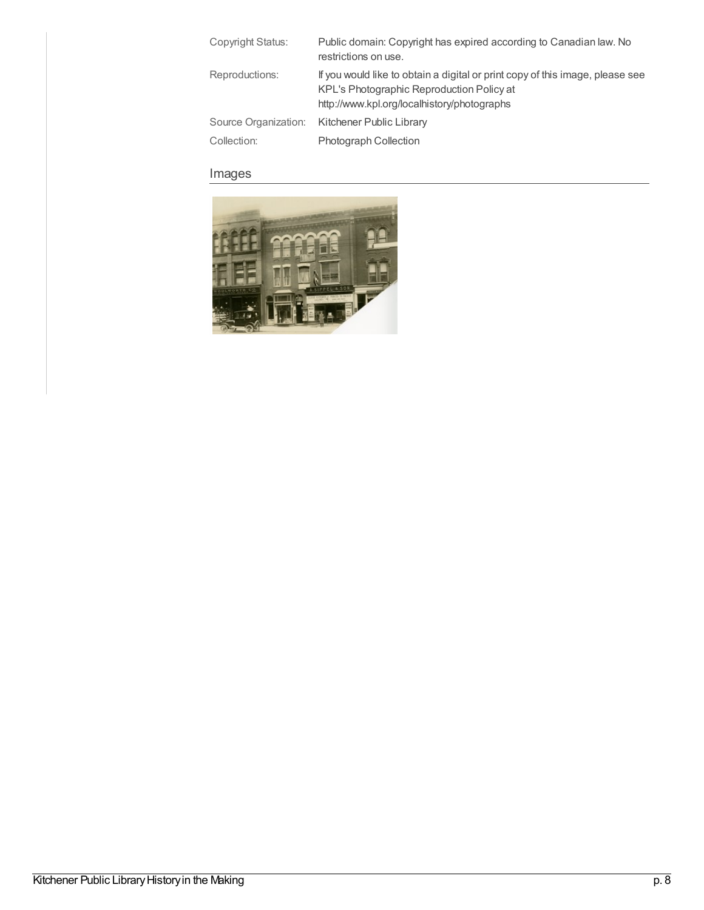| | |
|---|---|
| Copyright Status: | Public domain: Copyright has expired according to Canadian law. No restrictions on use. |
| Reproductions: | If you would like to obtain a digital or print copy of this image, please see KPL's Photographic Reproduction Policy at http://www.kpl.org/localhistory/photographs |
| Source Organization: | Kitchener Public Library |
| Collection: | Photograph Collection |

## Images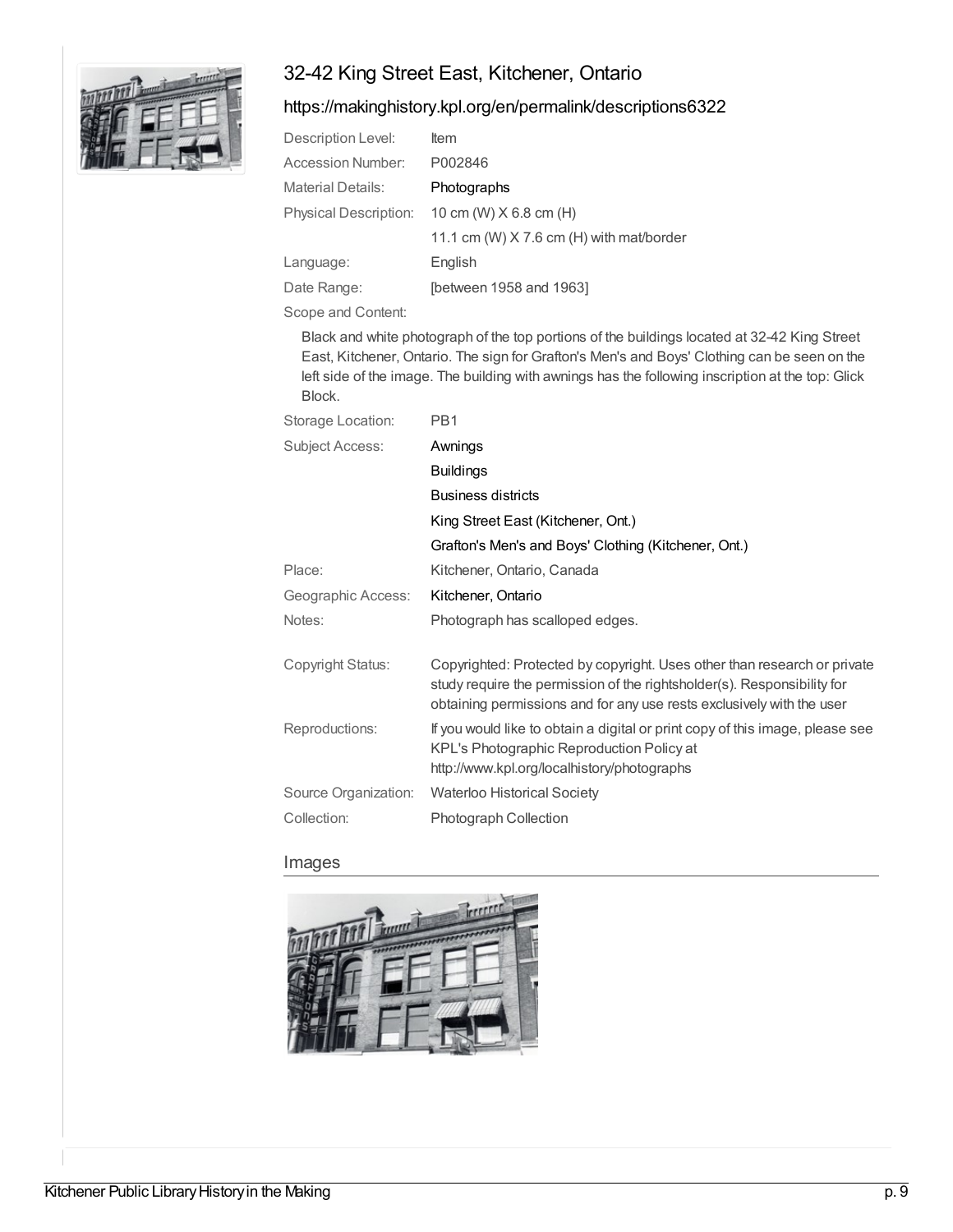# 32-42 King Street East, Kitchener, Ontario

https://makinghistory.kpl.org/en/permalink/descriptions6322

| | |
|---|---|
| Description Level: | Item |
| Accession Number: | P002846 |
| Material Details: | Photographs |
| Physical Description: | 10 cm (W) X 6.8 cm (H)<br>11.1 cm (W) X 7.6 cm (H) with mat/border |
| Language: | English |
| Date Range: | [between 1958 and 1963] |

Scope and Content:

Black and white photograph of the top portions of the buildings located at 32-42 King Street East, Kitchener, Ontario. The sign for Grafton's Men's and Boys' Clothing can be seen on the left side of the image. The building with awnings has the following inscription at the top: Glick Block.

| | |
|---|---|
| Storage Location: | PB1 |
| Subject Access: | Awnings<br>Buildings<br>Business districts<br>King Street East (Kitchener, Ont.)<br>Grafton's Men's and Boys' Clothing (Kitchener, Ont.) |
| Place: | Kitchener, Ontario, Canada |
| Geographic Access: | Kitchener, Ontario |
| Notes: | Photograph has scalloped edges. |
| Copyright Status: | Copyrighted: Protected by copyright. Uses other than research or private study require the permission of the rightsholder(s). Responsibility for obtaining permissions and for any use rests exclusively with the user |
| Reproductions: | If you would like to obtain a digital or print copy of this image, please see KPL's Photographic Reproduction Policy at http://www.kpl.org/localhistory/photographs |
| Source Organization: | Waterloo Historical Society |
| Collection: | Photograph Collection |

## Images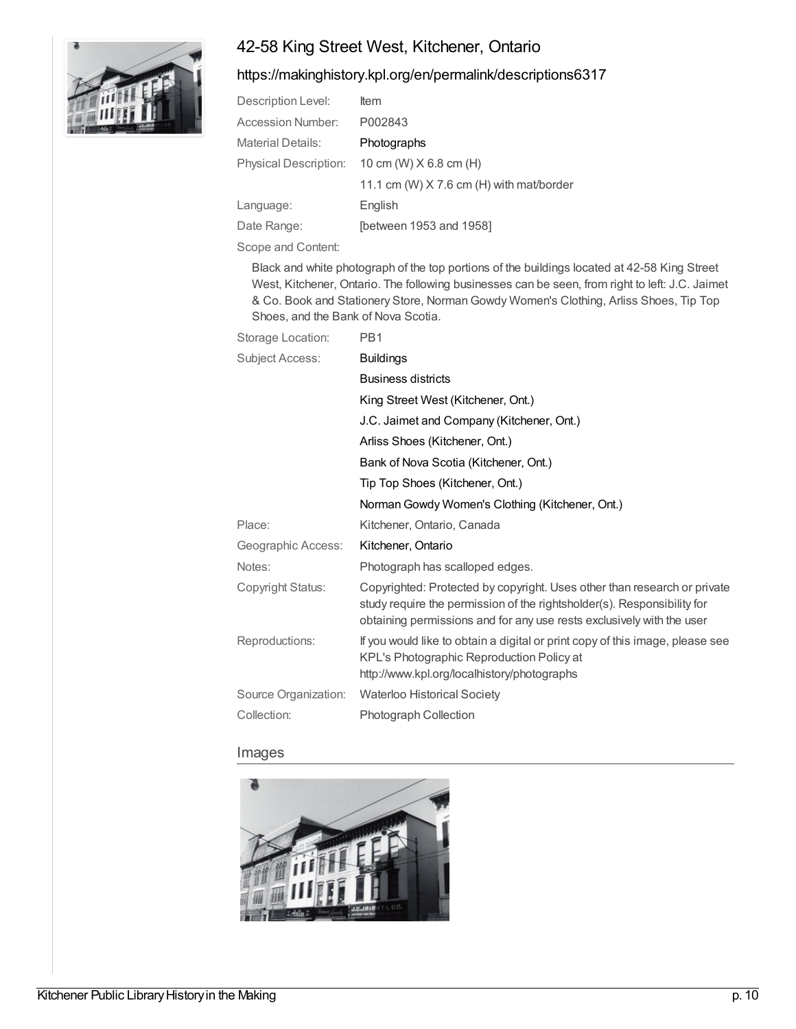## 42-58 King Street West, Kitchener, Ontario

https://makinghistory.kpl.org/en/permalink/descriptions6317

| | |
|---|---|
| Description Level: | Item |
| Accession Number: | P002843 |
| Material Details: | Photographs |
| Physical Description: | 10 cm (W) X 6.8 cm (H) |
| | 11.1 cm (W) X 7.6 cm (H) with mat/border |
| Language: | English |
| Date Range: | [between 1953 and 1958] |

Scope and Content:

Black and white photograph of the top portions of the buildings located at 42-58 King Street West, Kitchener, Ontario. The following businesses can be seen, from right to left: J.C. Jaimet & Co. Book and Stationery Store, Norman Gowdy Women's Clothing, Arliss Shoes, Tip Top Shoes, and the Bank of Nova Scotia.

| | |
|---|---|
| Storage Location: | PB1 |
| Subject Access: | Buildings |
| | Business districts |
| | King Street West (Kitchener, Ont.) |
| | J.C. Jaimet and Company (Kitchener, Ont.) |
| | Arliss Shoes (Kitchener, Ont.) |
| | Bank of Nova Scotia (Kitchener, Ont.) |
| | Tip Top Shoes (Kitchener, Ont.) |
| | Norman Gowdy Women's Clothing (Kitchener, Ont.) |
| Place: | Kitchener, Ontario, Canada |
| Geographic Access: | Kitchener, Ontario |
| Notes: | Photograph has scalloped edges. |
| Copyright Status: | Copyrighted: Protected by copyright. Uses other than research or private study require the permission of the rightsholder(s). Responsibility for obtaining permissions and for any use rests exclusively with the user |
| Reproductions: | If you would like to obtain a digital or print copy of this image, please see KPL's Photographic Reproduction Policy at http://www.kpl.org/localhistory/photographs |
| Source Organization: | Waterloo Historical Society |
| Collection: | Photograph Collection |

### Images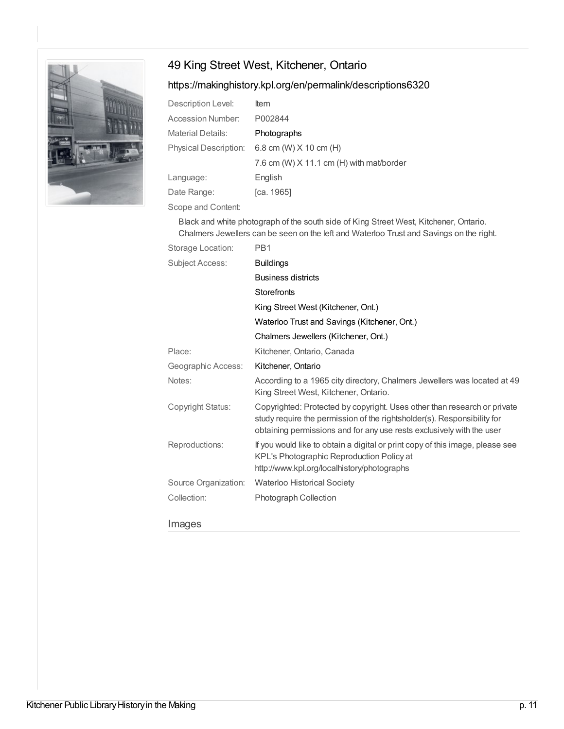## 49 King Street West, Kitchener, Ontario

https://makinghistory.kpl.org/en/permalink/descriptions6320

| | |
|---|---|
| Description Level: | Item |
| Accession Number: | P002844 |
| Material Details: | Photographs |
| Physical Description: | 6.8 cm (W) X 10 cm (H) |
| | 7.6 cm (W) X 11.1 cm (H) with mat/border |
| Language: | English |
| Date Range: | [ca. 1965] |

Scope and Content:

Black and white photograph of the south side of King Street West, Kitchener, Ontario. Chalmers Jewellers can be seen on the left and Waterloo Trust and Savings on the right.

| | |
|---|---|
| Storage Location: | PB1 |
| Subject Access: | Buildings |
| | Business districts |
| | Storefronts |
| | King Street West (Kitchener, Ont.) |
| | Waterloo Trust and Savings (Kitchener, Ont.) |
| | Chalmers Jewellers (Kitchener, Ont.) |
| Place: | Kitchener, Ontario, Canada |
| Geographic Access: | Kitchener, Ontario |
| Notes: | According to a 1965 city directory, Chalmers Jewellers was located at 49 King Street West, Kitchener, Ontario. |
| Copyright Status: | Copyrighted: Protected by copyright. Uses other than research or private study require the permission of the rightsholder(s). Responsibility for obtaining permissions and for any use rests exclusively with the user |
| Reproductions: | If you would like to obtain a digital or print copy of this image, please see KPL's Photographic Reproduction Policy at http://www.kpl.org/localhistory/photographs |
| Source Organization: | Waterloo Historical Society |
| Collection: | Photograph Collection |

### Images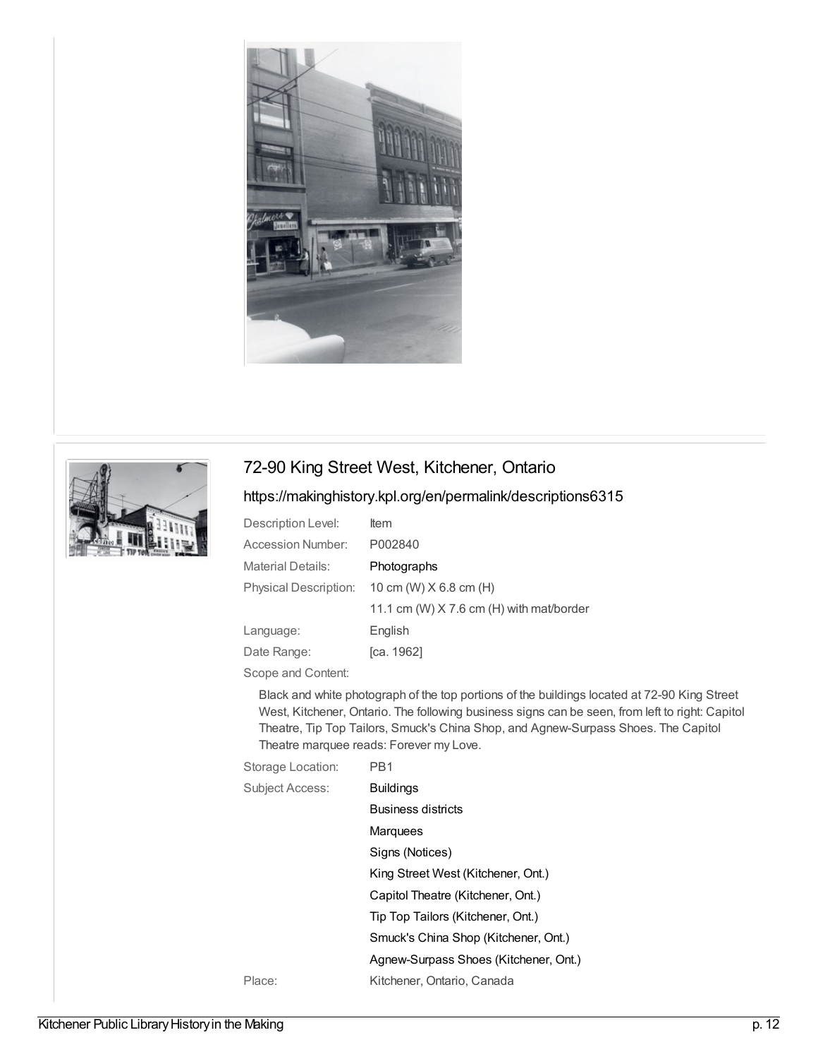## 72-90 King Street West, Kitchener, Ontario

https://makinghistory.kpl.org/en/permalink/descriptions6315

| | |
|---|---|
| Description Level: | Item |
| Accession Number: | P002840 |
| Material Details: | Photographs |
| Physical Description: | 10 cm (W) X 6.8 cm (H) |
| | 11.1 cm (W) X 7.6 cm (H) with mat/border |
| Language: | English |
| Date Range: | [ca. 1962] |

Scope and Content:

Black and white photograph of the top portions of the buildings located at 72-90 King Street West, Kitchener, Ontario. The following business signs can be seen, from left to right: Capitol Theatre, Tip Top Tailors, Smuck's China Shop, and Agnew-Surpass Shoes. The Capitol Theatre marquee reads: Forever my Love.

| | |
|---|---|
| Storage Location: | PB1 |
| Subject Access: | Buildings |
| | Business districts |
| | Marquees |
| | Signs (Notices) |
| | King Street West (Kitchener, Ont.) |
| | Capitol Theatre (Kitchener, Ont.) |
| | Tip Top Tailors (Kitchener, Ont.) |
| | Smuck's China Shop (Kitchener, Ont.) |
| | Agnew-Surpass Shoes (Kitchener, Ont.) |
| Place: | Kitchener, Ontario, Canada |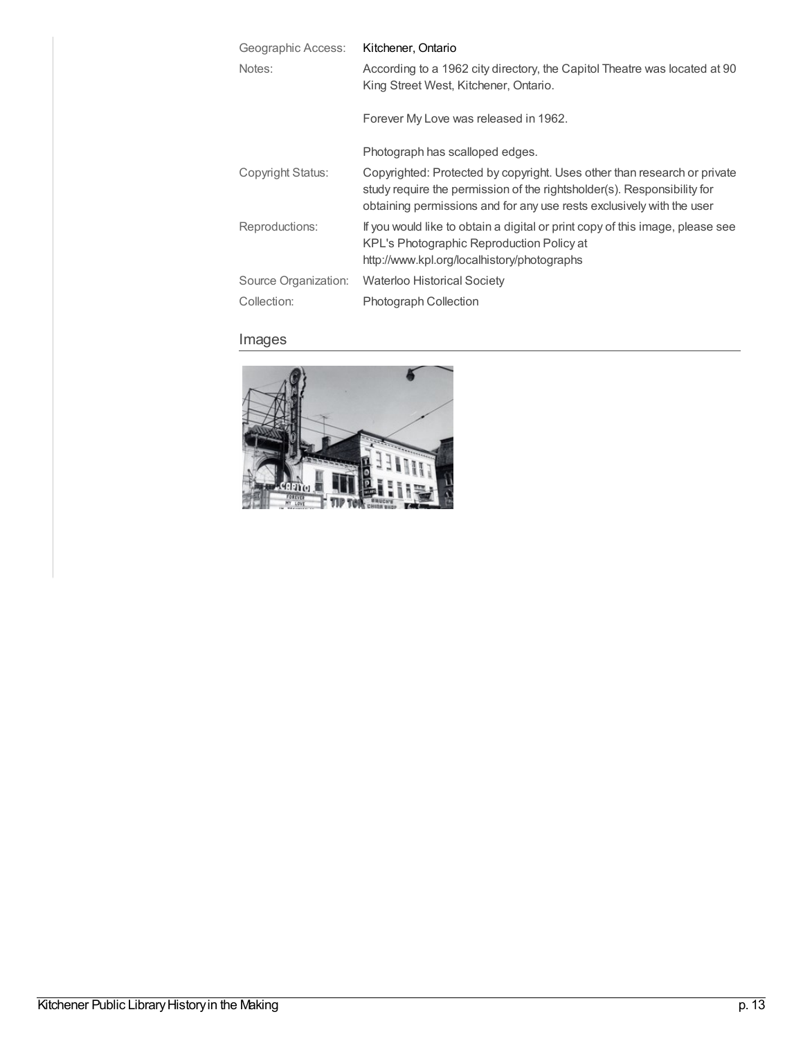| | |
|---|---|
| Geographic Access: | Kitchener, Ontario |
| Notes: | According to a 1962 city directory, the Capitol Theatre was located at 90 King Street West, Kitchener, Ontario.<br><br>Forever My Love was released in 1962.<br><br>Photograph has scalloped edges. |
| Copyright Status: | Copyrighted: Protected by copyright. Uses other than research or private study require the permission of the rightsholder(s). Responsibility for obtaining permissions and for any use rests exclusively with the user |
| Reproductions: | If you would like to obtain a digital or print copy of this image, please see KPL's Photographic Reproduction Policy at http://www.kpl.org/localhistory/photographs |
| Source Organization: | Waterloo Historical Society |
| Collection: | Photograph Collection |

## Images